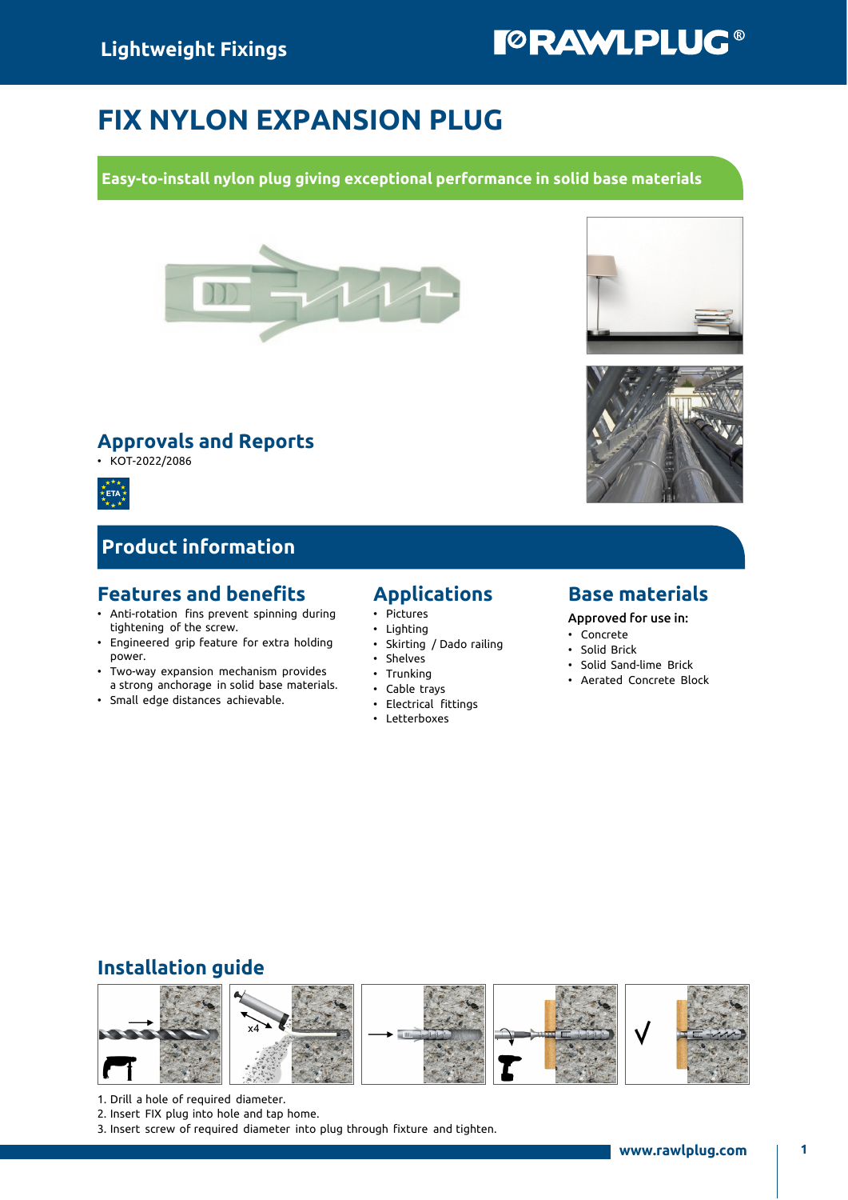Lightweight Fixings

# FIX NYLON EXPANSION PLUG

**Easy-to-install nylon plug giving exceptional performance in solid base materials**

## Approvals and Reports

- KOT-2022/2086

ETA

## Product information

### Features and benefits

- Anti-rotation fins prevent spinning during tightening of the screw.
- Engineered grip feature for extra holding power.
- Two-way expansion mechanism provides a strong anchorage in solid base materials.
- Small edge distances achievable.

### Applications

- Pictures
- Lighting
- Skirting / Dado railing
- Shelves
- Trunking
- Cable trays
- Electrical fittings
- Letterboxes

### Base materials

Approved for use in:

- Concrete
- Solid Brick
- Solid Sand-lime Brick
- Aerated Concrete Block

## Installation guide

1. Drill a hole of required diameter.
2. Insert FIX plug into hole and tap home.
3. Insert screw of required diameter into plug through fixture and tighten.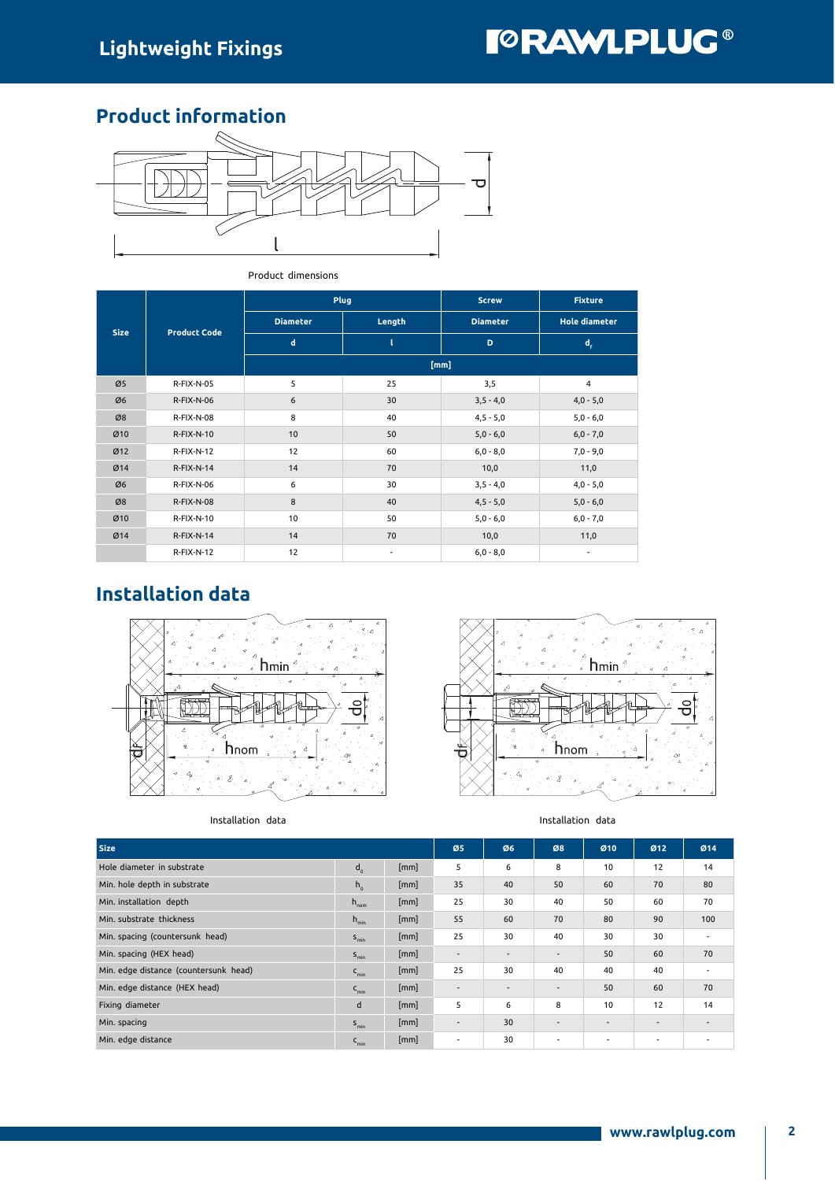## Product information

Product dimensions

| Size | Product Code | Plug | | Screw | Fixture |
|---|---|---|---|---|---|
| | | Diameter | Length | Diameter | Hole diameter |
| | | d | l | D | $d_f$ |
| | | [mm] | | | |
| Ø5 | R-FIX-N-05 | 5 | 25 | 3,5 | 4 |
| Ø6 | R-FIX-N-06 | 6 | 30 | 3,5 - 4,0 | 4,0 - 5,0 |
| Ø8 | R-FIX-N-08 | 8 | 40 | 4,5 - 5,0 | 5,0 - 6,0 |
| Ø10 | R-FIX-N-10 | 10 | 50 | 5,0 - 6,0 | 6,0 - 7,0 |
| Ø12 | R-FIX-N-12 | 12 | 60 | 6,0 - 8,0 | 7,0 - 9,0 |
| Ø14 | R-FIX-N-14 | 14 | 70 | 10,0 | 11,0 |
| Ø6 | R-FIX-N-06 | 6 | 30 | 3,5 - 4,0 | 4,0 - 5,0 |
| Ø8 | R-FIX-N-08 | 8 | 40 | 4,5 - 5,0 | 5,0 - 6,0 |
| Ø10 | R-FIX-N-10 | 10 | 50 | 5,0 - 6,0 | 6,0 - 7,0 |
| Ø14 | R-FIX-N-14 | 14 | 70 | 10,0 | 11,0 |
| | R-FIX-N-12 | 12 | - | 6,0 - 8,0 | - |

## Installation data

Installation data

Installation data

| Size | | | Ø5 | Ø6 | Ø8 | Ø10 | Ø12 | Ø14 |
|---|---|---|---|---|---|---|---|---|
| Hole diameter in substrate | $d_0$ | [mm] | 5 | 6 | 8 | 10 | 12 | 14 |
| Min. hole depth in substrate | $h_0$ | [mm] | 35 | 40 | 50 | 60 | 70 | 80 |
| Min. installation depth | $h_{nom}$ | [mm] | 25 | 30 | 40 | 50 | 60 | 70 |
| Min. substrate thickness | $h_{min}$ | [mm] | 55 | 60 | 70 | 80 | 90 | 100 |
| Min. spacing (countersunk head) | $s_{min}$ | [mm] | 25 | 30 | 40 | 30 | 30 | - |
| Min. spacing (HEX head) | $s_{min}$ | [mm] | - | - | - | 50 | 60 | 70 |
| Min. edge distance (countersunk head) | $c_{min}$ | [mm] | 25 | 30 | 40 | 40 | 40 | - |
| Min. edge distance (HEX head) | $c_{min}$ | [mm] | - | - | - | 50 | 60 | 70 |
| Fixing diameter | d | [mm] | 5 | 6 | 8 | 10 | 12 | 14 |
| Min. spacing | $s_{min}$ | [mm] | - | 30 | - | - | - | - |
| Min. edge distance | $c_{min}$ | [mm] | - | 30 | - | - | - | - |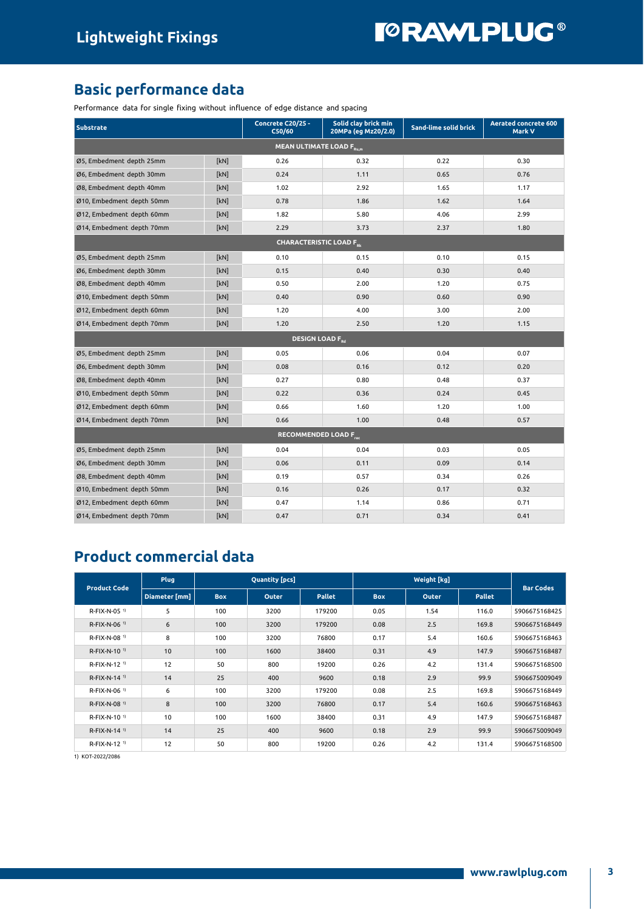## Basic performance data

Performance data for single fixing without influence of edge distance and spacing

| Substrate | | Concrete C20/25 - C50/60 | Solid clay brick min 20MPa (eg Mz20/2.0) | Sand-lime solid brick | Aerated concrete 600 Mark V |
|---|---|---|---|---|---|
| MEAN ULTIMATE LOAD $F_{Ru,m}$ | | | | | |
| Ø5, Embedment depth 25mm | [kN] | 0.26 | 0.32 | 0.22 | 0.30 |
| Ø6, Embedment depth 30mm | [kN] | 0.24 | 1.11 | 0.65 | 0.76 |
| Ø8, Embedment depth 40mm | [kN] | 1.02 | 2.92 | 1.65 | 1.17 |
| Ø10, Embedment depth 50mm | [kN] | 0.78 | 1.86 | 1.62 | 1.64 |
| Ø12, Embedment depth 60mm | [kN] | 1.82 | 5.80 | 4.06 | 2.99 |
| Ø14, Embedment depth 70mm | [kN] | 2.29 | 3.73 | 2.37 | 1.80 |
| CHARACTERISTIC LOAD $F_{Rk}$ | | | | | |
| Ø5, Embedment depth 25mm | [kN] | 0.10 | 0.15 | 0.10 | 0.15 |
| Ø6, Embedment depth 30mm | [kN] | 0.15 | 0.40 | 0.30 | 0.40 |
| Ø8, Embedment depth 40mm | [kN] | 0.50 | 2.00 | 1.20 | 0.75 |
| Ø10, Embedment depth 50mm | [kN] | 0.40 | 0.90 | 0.60 | 0.90 |
| Ø12, Embedment depth 60mm | [kN] | 1.20 | 4.00 | 3.00 | 2.00 |
| Ø14, Embedment depth 70mm | [kN] | 1.20 | 2.50 | 1.20 | 1.15 |
| DESIGN LOAD $F_{Rd}$ | | | | | |
| Ø5, Embedment depth 25mm | [kN] | 0.05 | 0.06 | 0.04 | 0.07 |
| Ø6, Embedment depth 30mm | [kN] | 0.08 | 0.16 | 0.12 | 0.20 |
| Ø8, Embedment depth 40mm | [kN] | 0.27 | 0.80 | 0.48 | 0.37 |
| Ø10, Embedment depth 50mm | [kN] | 0.22 | 0.36 | 0.24 | 0.45 |
| Ø12, Embedment depth 60mm | [kN] | 0.66 | 1.60 | 1.20 | 1.00 |
| Ø14, Embedment depth 70mm | [kN] | 0.66 | 1.00 | 0.48 | 0.57 |
| RECOMMENDED LOAD $F_{rec}$ | | | | | |
| Ø5, Embedment depth 25mm | [kN] | 0.04 | 0.04 | 0.03 | 0.05 |
| Ø6, Embedment depth 30mm | [kN] | 0.06 | 0.11 | 0.09 | 0.14 |
| Ø8, Embedment depth 40mm | [kN] | 0.19 | 0.57 | 0.34 | 0.26 |
| Ø10, Embedment depth 50mm | [kN] | 0.16 | 0.26 | 0.17 | 0.32 |
| Ø12, Embedment depth 60mm | [kN] | 0.47 | 1.14 | 0.86 | 0.71 |
| Ø14, Embedment depth 70mm | [kN] | 0.47 | 0.71 | 0.34 | 0.41 |

## Product commercial data

| Product Code | Plug | Quantity [pcs] | | | Weight [kg] | | | Bar Codes |
|---|---|---|---|---|---|---|---|---|
| | Diameter [mm] | Box | Outer | Pallet | Box | Outer | Pallet | |
| R-FIX-N-05 [1] | 5 | 100 | 3200 | 179200 | 0.05 | 1.54 | 116.0 | 5906675168425 |
| R-FIX-N-06 [1] | 6 | 100 | 3200 | 179200 | 0.08 | 2.5 | 169.8 | 5906675168449 |
| R-FIX-N-08 [1] | 8 | 100 | 3200 | 76800 | 0.17 | 5.4 | 160.6 | 5906675168463 |
| R-FIX-N-10 [1] | 10 | 100 | 1600 | 38400 | 0.31 | 4.9 | 147.9 | 5906675168487 |
| R-FIX-N-12 [1] | 12 | 50 | 800 | 19200 | 0.26 | 4.2 | 131.4 | 5906675168500 |
| R-FIX-N-14 [1] | 14 | 25 | 400 | 9600 | 0.18 | 2.9 | 99.9 | 5906675009049 |
| R-FIX-N-06 [1] | 6 | 100 | 3200 | 179200 | 0.08 | 2.5 | 169.8 | 5906675168449 |
| R-FIX-N-08 [1] | 8 | 100 | 3200 | 76800 | 0.17 | 5.4 | 160.6 | 5906675168463 |
| R-FIX-N-10 [1] | 10 | 100 | 1600 | 38400 | 0.31 | 4.9 | 147.9 | 5906675168487 |
| R-FIX-N-14 [1] | 14 | 25 | 400 | 9600 | 0.18 | 2.9 | 99.9 | 5906675009049 |
| R-FIX-N-12 [1] | 12 | 50 | 800 | 19200 | 0.26 | 4.2 | 131.4 | 5906675168500 |

1) KOT-2022/2086